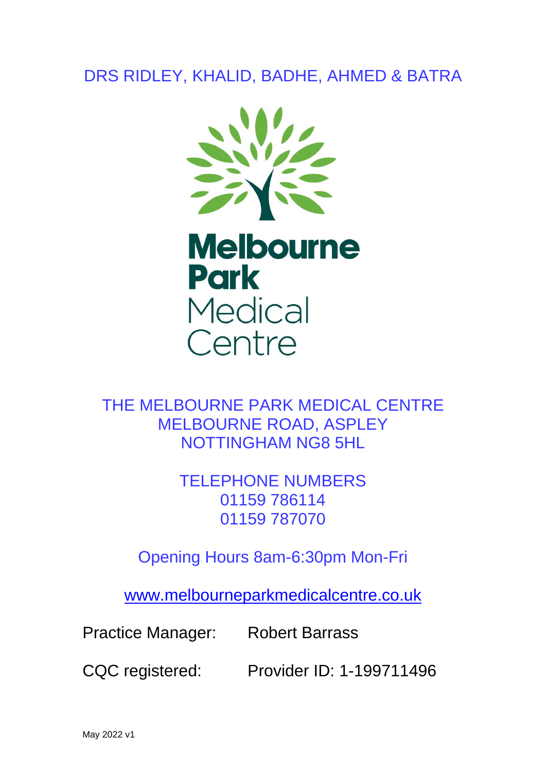DRS RIDLEY, KHALID, BADHE, AHMED & BATRA

# Melbourne Park Medical Centre

THE MELBOURNE PARK MEDICAL CENTRE
MELBOURNE ROAD, ASPLEY
NOTTINGHAM NG8 5HL

TELEPHONE NUMBERS
01159 786114
01159 787070

Opening Hours 8am-6:30pm Mon-Fri

www.melbourneparkmedicalcentre.co.uk

Practice Manager: Robert Barrass

CQC registered: Provider ID: 1-199711496

May 2022 v1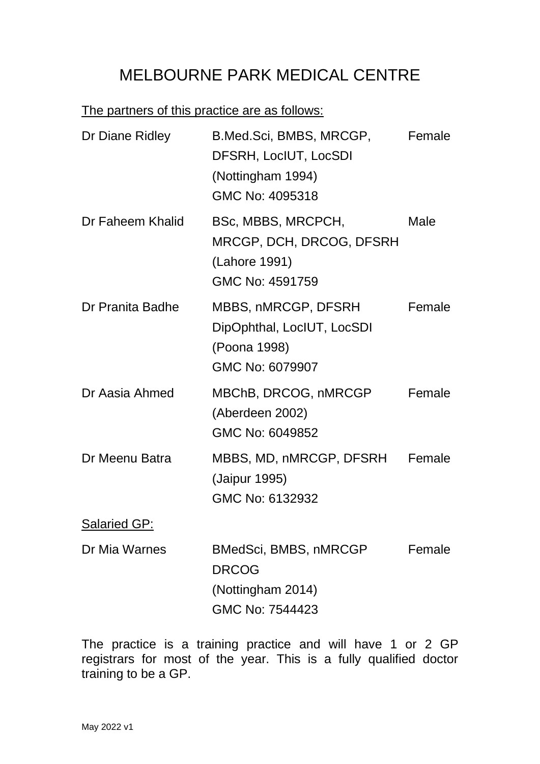# MELBOURNE PARK MEDICAL CENTRE

The partners of this practice are as follows:

| | | |
|---|---|---|
| Dr Diane Ridley | B.Med.Sci, BMBS, MRCGP, DFSRH, LocIUT, LocSDI (Nottingham 1994) GMC No: 4095318 | Female |
| Dr Faheem Khalid | BSc, MBBS, MRCPCH, MRCGP, DCH, DRCOG, DFSRH (Lahore 1991) GMC No: 4591759 | Male |
| Dr Pranita Badhe | MBBS, nMRCGP, DFSRH DipOphthal, LocIUT, LocSDI (Poona 1998) GMC No: 6079907 | Female |
| Dr Aasia Ahmed | MBChB, DRCOG, nMRCGP (Aberdeen 2002) GMC No: 6049852 | Female |
| Dr Meenu Batra | MBBS, MD, nMRCGP, DFSRH (Jaipur 1995) GMC No: 6132932 | Female |

Salaried GP:

| | | |
|---|---|---|
| Dr Mia Warnes | BMedSci, BMBS, nMRCGP DRCOG (Nottingham 2014) GMC No: 7544423 | Female |

The practice is a training practice and will have 1 or 2 GP registrars for most of the year. This is a fully qualified doctor training to be a GP.

May 2022 v1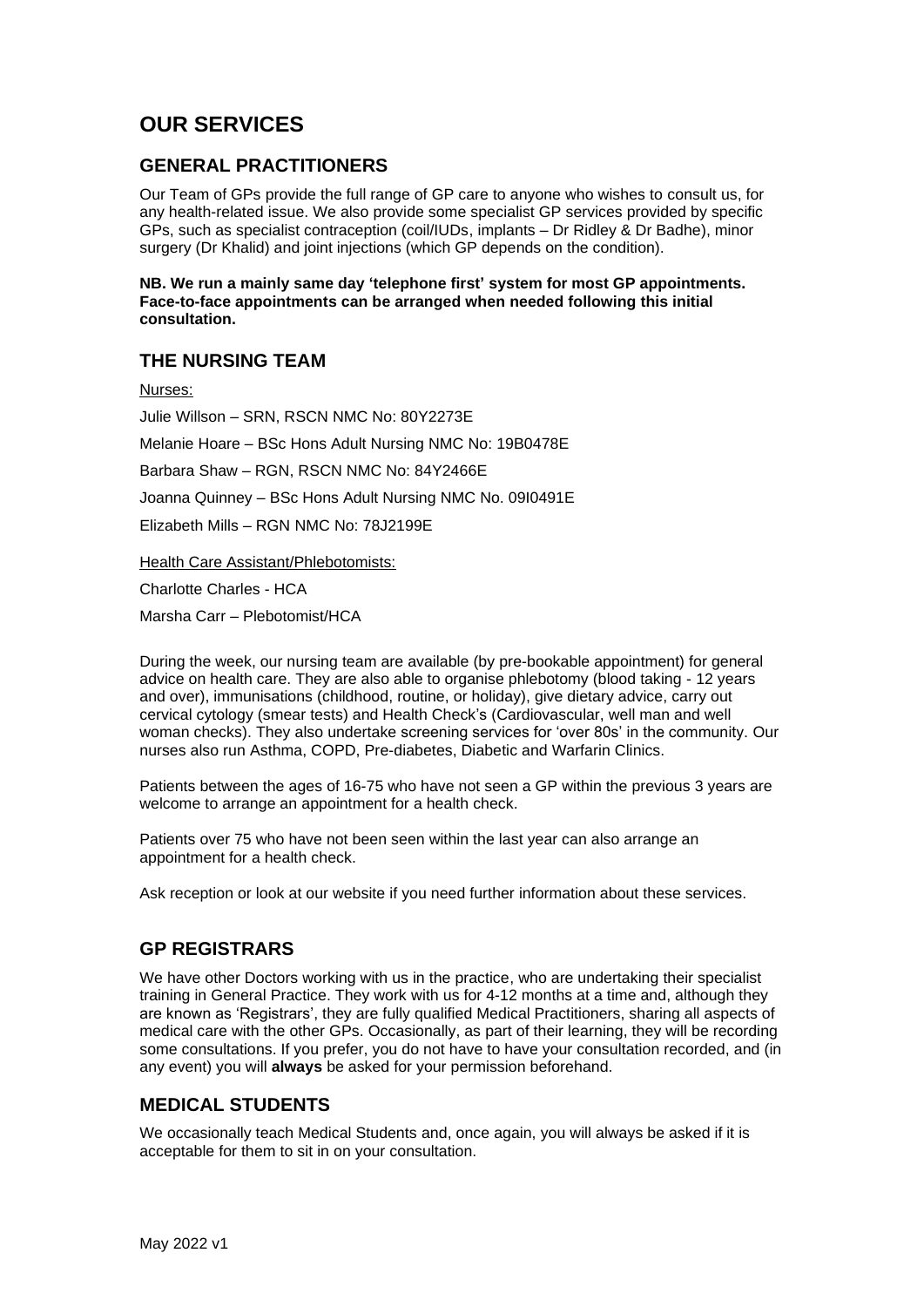# OUR SERVICES

## GENERAL PRACTITIONERS

Our Team of GPs provide the full range of GP care to anyone who wishes to consult us, for any health-related issue. We also provide some specialist GP services provided by specific GPs, such as specialist contraception (coil/IUDs, implants – Dr Ridley & Dr Badhe), minor surgery (Dr Khalid) and joint injections (which GP depends on the condition).

**NB. We run a mainly same day 'telephone first' system for most GP appointments. Face-to-face appointments can be arranged when needed following this initial consultation.**

## THE NURSING TEAM

Nurses:

Julie Willson – SRN, RSCN NMC No: 80Y2273E

Melanie Hoare – BSc Hons Adult Nursing NMC No: 19B0478E

Barbara Shaw – RGN, RSCN NMC No: 84Y2466E

Joanna Quinney – BSc Hons Adult Nursing NMC No. 09I0491E

Elizabeth Mills – RGN NMC No: 78J2199E

Health Care Assistant/Phlebotomists:

Charlotte Charles - HCA

Marsha Carr – Plebotomist/HCA

During the week, our nursing team are available (by pre-bookable appointment) for general advice on health care. They are also able to organise phlebotomy (blood taking - 12 years and over), immunisations (childhood, routine, or holiday), give dietary advice, carry out cervical cytology (smear tests) and Health Check's (Cardiovascular, well man and well woman checks). They also undertake screening services for 'over 80s' in the community. Our nurses also run Asthma, COPD, Pre-diabetes, Diabetic and Warfarin Clinics.

Patients between the ages of 16-75 who have not seen a GP within the previous 3 years are welcome to arrange an appointment for a health check.

Patients over 75 who have not been seen within the last year can also arrange an appointment for a health check.

Ask reception or look at our website if you need further information about these services.

## GP REGISTRARS

We have other Doctors working with us in the practice, who are undertaking their specialist training in General Practice. They work with us for 4-12 months at a time and, although they are known as 'Registrars', they are fully qualified Medical Practitioners, sharing all aspects of medical care with the other GPs. Occasionally, as part of their learning, they will be recording some consultations. If you prefer, you do not have to have your consultation recorded, and (in any event) you will **always** be asked for your permission beforehand.

## MEDICAL STUDENTS

We occasionally teach Medical Students and, once again, you will always be asked if it is acceptable for them to sit in on your consultation.

May 2022 v1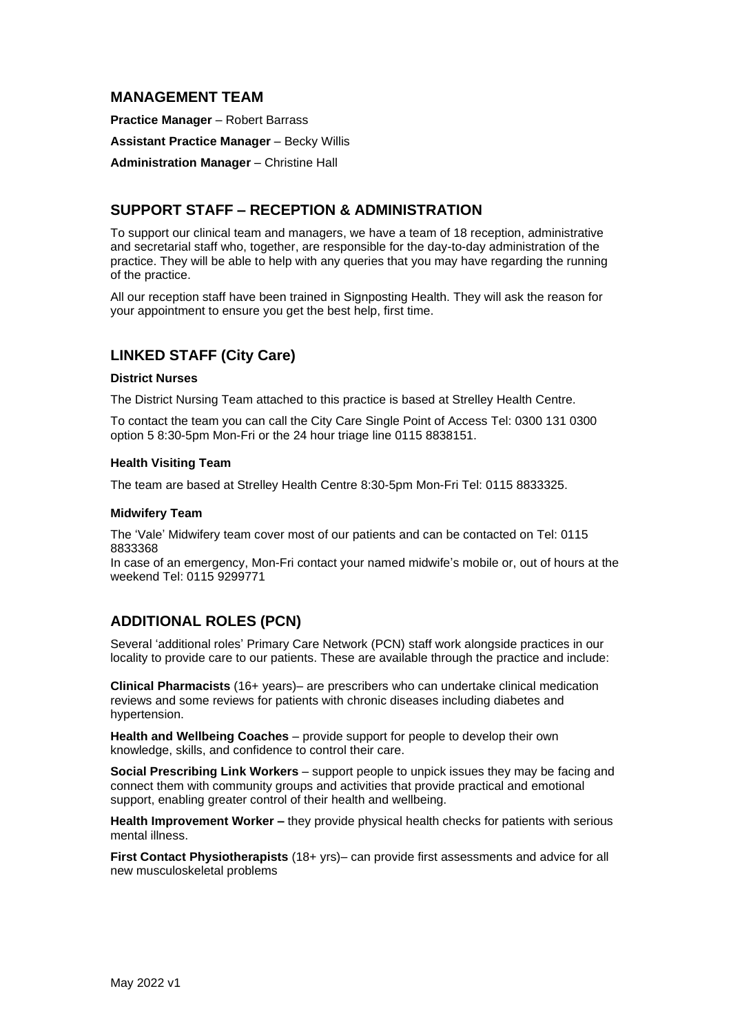## MANAGEMENT TEAM

**Practice Manager** – Robert Barrass

**Assistant Practice Manager** – Becky Willis

**Administration Manager** – Christine Hall

## SUPPORT STAFF – RECEPTION & ADMINISTRATION

To support our clinical team and managers, we have a team of 18 reception, administrative and secretarial staff who, together, are responsible for the day-to-day administration of the practice. They will be able to help with any queries that you may have regarding the running of the practice.

All our reception staff have been trained in Signposting Health. They will ask the reason for your appointment to ensure you get the best help, first time.

## LINKED STAFF (City Care)

#### District Nurses

The District Nursing Team attached to this practice is based at Strelley Health Centre.

To contact the team you can call the City Care Single Point of Access Tel: 0300 131 0300 option 5 8:30-5pm Mon-Fri or the 24 hour triage line 0115 8838151.

#### Health Visiting Team

The team are based at Strelley Health Centre 8:30-5pm Mon-Fri Tel: 0115 8833325.

#### Midwifery Team

The 'Vale' Midwifery team cover most of our patients and can be contacted on Tel: 0115 8833368
In case of an emergency, Mon-Fri contact your named midwife's mobile or, out of hours at the weekend Tel: 0115 9299771

## ADDITIONAL ROLES (PCN)

Several 'additional roles' Primary Care Network (PCN) staff work alongside practices in our locality to provide care to our patients. These are available through the practice and include:

**Clinical Pharmacists** (16+ years)– are prescribers who can undertake clinical medication reviews and some reviews for patients with chronic diseases including diabetes and hypertension.

**Health and Wellbeing Coaches** – provide support for people to develop their own knowledge, skills, and confidence to control their care.

**Social Prescribing Link Workers** – support people to unpick issues they may be facing and connect them with community groups and activities that provide practical and emotional support, enabling greater control of their health and wellbeing.

**Health Improvement Worker –** they provide physical health checks for patients with serious mental illness.

**First Contact Physiotherapists** (18+ yrs)– can provide first assessments and advice for all new musculoskeletal problems

May 2022 v1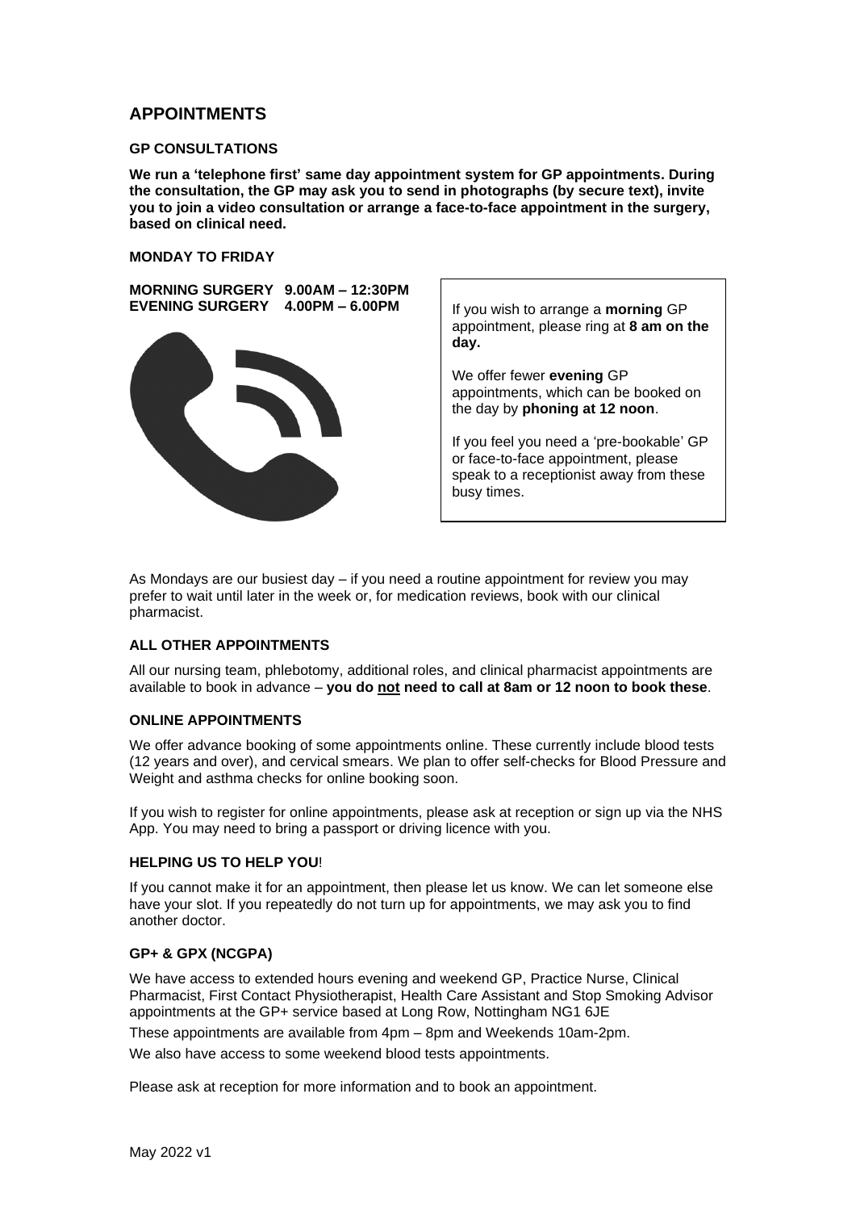## APPOINTMENTS

### GP CONSULTATIONS

**We run a 'telephone first' same day appointment system for GP appointments. During the consultation, the GP may ask you to send in photographs (by secure text), invite you to join a video consultation or arrange a face-to-face appointment in the surgery, based on clinical need.**

**MONDAY TO FRIDAY**

**MORNING SURGERY 9.00AM – 12:30PM**
**EVENING SURGERY 4.00PM – 6.00PM**

If you wish to arrange a **morning** GP appointment, please ring at **8 am on the day.**

We offer fewer **evening** GP appointments, which can be booked on the day by **phoning at 12 noon**.

If you feel you need a 'pre-bookable' GP or face-to-face appointment, please speak to a receptionist away from these busy times.

As Mondays are our busiest day – if you need a routine appointment for review you may prefer to wait until later in the week or, for medication reviews, book with our clinical pharmacist.

### ALL OTHER APPOINTMENTS

All our nursing team, phlebotomy, additional roles, and clinical pharmacist appointments are available to book in advance – **you do <u>not</u> need to call at 8am or 12 noon to book these**.

### ONLINE APPOINTMENTS

We offer advance booking of some appointments online. These currently include blood tests (12 years and over), and cervical smears. We plan to offer self-checks for Blood Pressure and Weight and asthma checks for online booking soon.

If you wish to register for online appointments, please ask at reception or sign up via the NHS App. You may need to bring a passport or driving licence with you.

### HELPING US TO HELP YOU!

If you cannot make it for an appointment, then please let us know. We can let someone else have your slot. If you repeatedly do not turn up for appointments, we may ask you to find another doctor.

### GP+ & GPX (NCGPA)

We have access to extended hours evening and weekend GP, Practice Nurse, Clinical Pharmacist, First Contact Physiotherapist, Health Care Assistant and Stop Smoking Advisor appointments at the GP+ service based at Long Row, Nottingham NG1 6JE

These appointments are available from 4pm – 8pm and Weekends 10am-2pm.

We also have access to some weekend blood tests appointments.

Please ask at reception for more information and to book an appointment.

May 2022 v1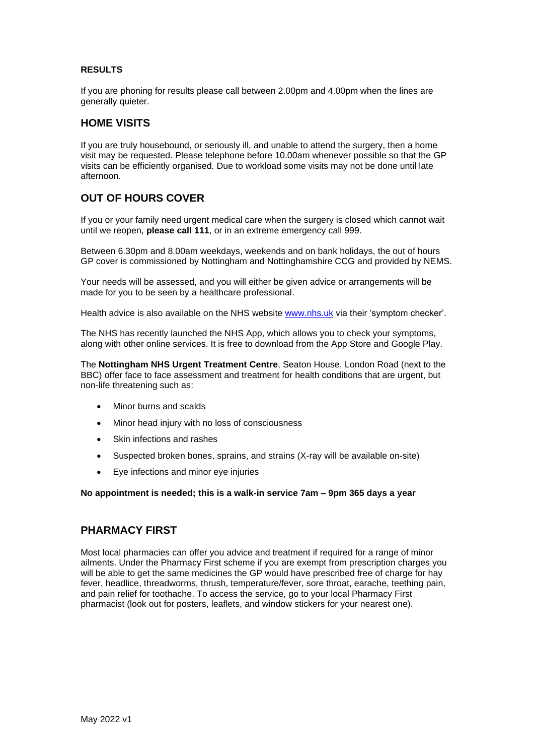**RESULTS**

If you are phoning for results please call between 2.00pm and 4.00pm when the lines are generally quieter.

## HOME VISITS

If you are truly housebound, or seriously ill, and unable to attend the surgery, then a home visit may be requested. Please telephone before 10.00am whenever possible so that the GP visits can be efficiently organised. Due to workload some visits may not be done until late afternoon.

## OUT OF HOURS COVER

If you or your family need urgent medical care when the surgery is closed which cannot wait until we reopen, **please call 111**, or in an extreme emergency call 999.

Between 6.30pm and 8.00am weekdays, weekends and on bank holidays, the out of hours GP cover is commissioned by Nottingham and Nottinghamshire CCG and provided by NEMS.

Your needs will be assessed, and you will either be given advice or arrangements will be made for you to be seen by a healthcare professional.

Health advice is also available on the NHS website [www.nhs.uk](http://www.nhs.uk) via their 'symptom checker'.

The NHS has recently launched the NHS App, which allows you to check your symptoms, along with other online services. It is free to download from the App Store and Google Play.

The **Nottingham NHS Urgent Treatment Centre**, Seaton House, London Road (next to the BBC) offer face to face assessment and treatment for health conditions that are urgent, but non-life threatening such as:

- Minor burns and scalds
- Minor head injury with no loss of consciousness
- Skin infections and rashes
- Suspected broken bones, sprains, and strains (X-ray will be available on-site)
- Eye infections and minor eye injuries

**No appointment is needed; this is a walk-in service 7am – 9pm 365 days a year**

## PHARMACY FIRST

Most local pharmacies can offer you advice and treatment if required for a range of minor ailments. Under the Pharmacy First scheme if you are exempt from prescription charges you will be able to get the same medicines the GP would have prescribed free of charge for hay fever, headlice, threadworms, thrush, temperature/fever, sore throat, earache, teething pain, and pain relief for toothache. To access the service, go to your local Pharmacy First pharmacist (look out for posters, leaflets, and window stickers for your nearest one).

May 2022 v1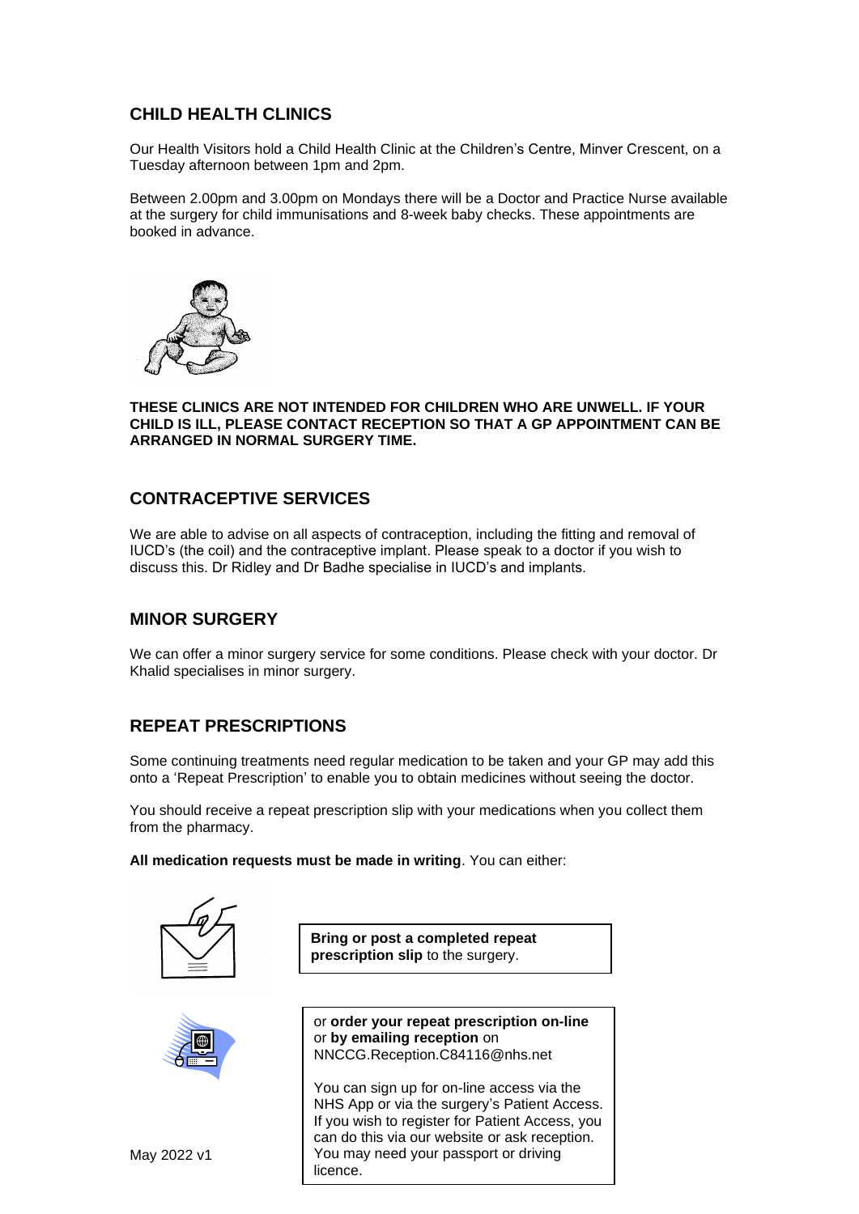## CHILD HEALTH CLINICS

Our Health Visitors hold a Child Health Clinic at the Children's Centre, Minver Crescent, on a Tuesday afternoon between 1pm and 2pm.

Between 2.00pm and 3.00pm on Mondays there will be a Doctor and Practice Nurse available at the surgery for child immunisations and 8-week baby checks. These appointments are booked in advance.

**THESE CLINICS ARE NOT INTENDED FOR CHILDREN WHO ARE UNWELL. IF YOUR CHILD IS ILL, PLEASE CONTACT RECEPTION SO THAT A GP APPOINTMENT CAN BE ARRANGED IN NORMAL SURGERY TIME.**

## CONTRACEPTIVE SERVICES

We are able to advise on all aspects of contraception, including the fitting and removal of IUCD's (the coil) and the contraceptive implant. Please speak to a doctor if you wish to discuss this. Dr Ridley and Dr Badhe specialise in IUCD's and implants.

## MINOR SURGERY

We can offer a minor surgery service for some conditions. Please check with your doctor. Dr Khalid specialises in minor surgery.

## REPEAT PRESCRIPTIONS

Some continuing treatments need regular medication to be taken and your GP may add this onto a 'Repeat Prescription' to enable you to obtain medicines without seeing the doctor.

You should receive a repeat prescription slip with your medications when you collect them from the pharmacy.

**All medication requests must be made in writing**. You can either:

**Bring or post a completed repeat prescription slip** to the surgery.

or **order your repeat prescription on-line** or **by emailing reception** on NNCCG.Reception.C84116@nhs.net

You can sign up for on-line access via the NHS App or via the surgery's Patient Access. If you wish to register for Patient Access, you can do this via our website or ask reception. You may need your passport or driving licence.

May 2022 v1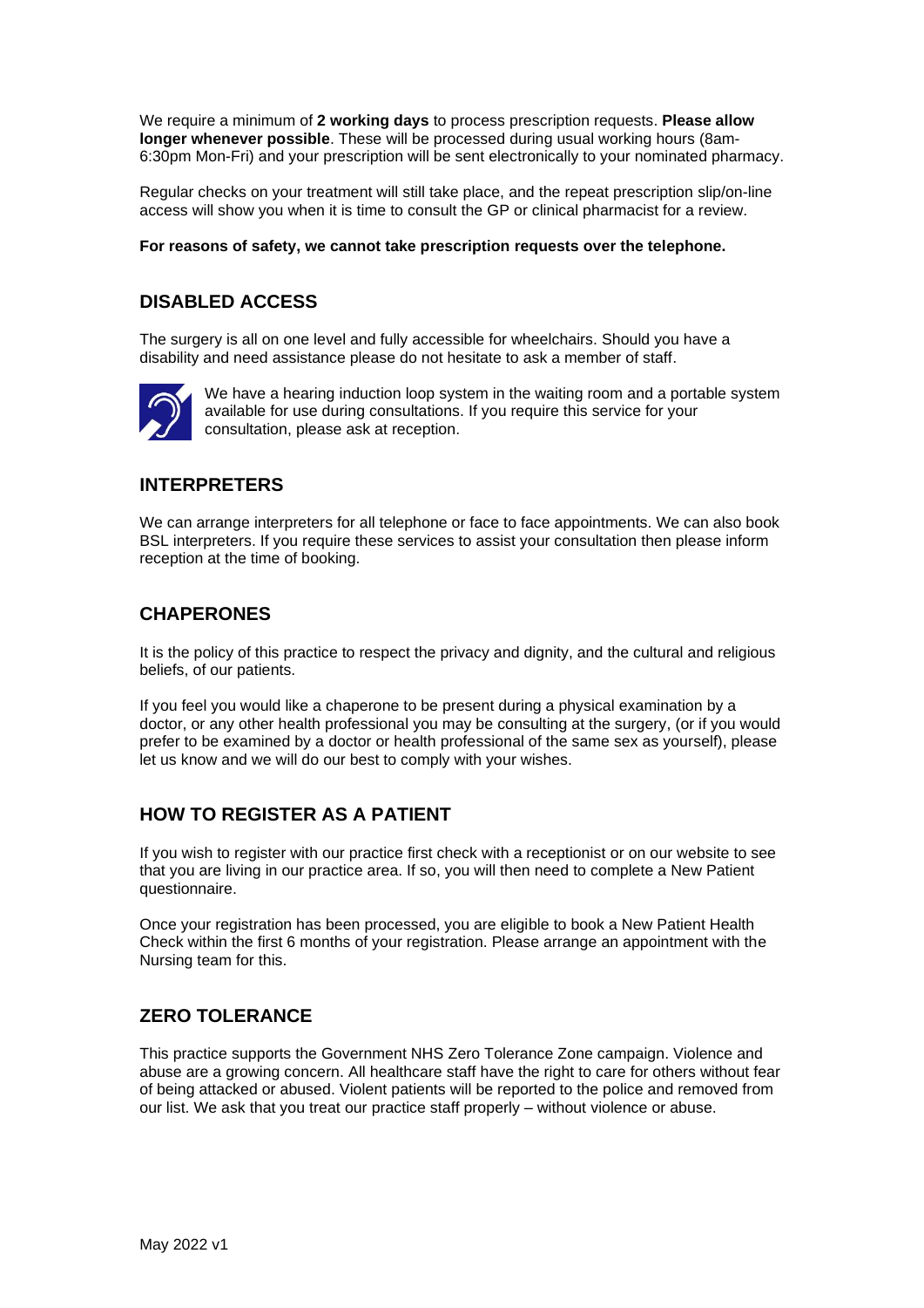We require a minimum of **2 working days** to process prescription requests. **Please allow longer whenever possible**. These will be processed during usual working hours (8am-6:30pm Mon-Fri) and your prescription will be sent electronically to your nominated pharmacy.

Regular checks on your treatment will still take place, and the repeat prescription slip/on-line access will show you when it is time to consult the GP or clinical pharmacist for a review.

**For reasons of safety, we cannot take prescription requests over the telephone.**

## DISABLED ACCESS

The surgery is all on one level and fully accessible for wheelchairs. Should you have a disability and need assistance please do not hesitate to ask a member of staff.

We have a hearing induction loop system in the waiting room and a portable system available for use during consultations. If you require this service for your consultation, please ask at reception.

## INTERPRETERS

We can arrange interpreters for all telephone or face to face appointments. We can also book BSL interpreters. If you require these services to assist your consultation then please inform reception at the time of booking.

## CHAPERONES

It is the policy of this practice to respect the privacy and dignity, and the cultural and religious beliefs, of our patients.

If you feel you would like a chaperone to be present during a physical examination by a doctor, or any other health professional you may be consulting at the surgery, (or if you would prefer to be examined by a doctor or health professional of the same sex as yourself), please let us know and we will do our best to comply with your wishes.

## HOW TO REGISTER AS A PATIENT

If you wish to register with our practice first check with a receptionist or on our website to see that you are living in our practice area. If so, you will then need to complete a New Patient questionnaire.

Once your registration has been processed, you are eligible to book a New Patient Health Check within the first 6 months of your registration. Please arrange an appointment with the Nursing team for this.

## ZERO TOLERANCE

This practice supports the Government NHS Zero Tolerance Zone campaign. Violence and abuse are a growing concern. All healthcare staff have the right to care for others without fear of being attacked or abused. Violent patients will be reported to the police and removed from our list. We ask that you treat our practice staff properly – without violence or abuse.

May 2022 v1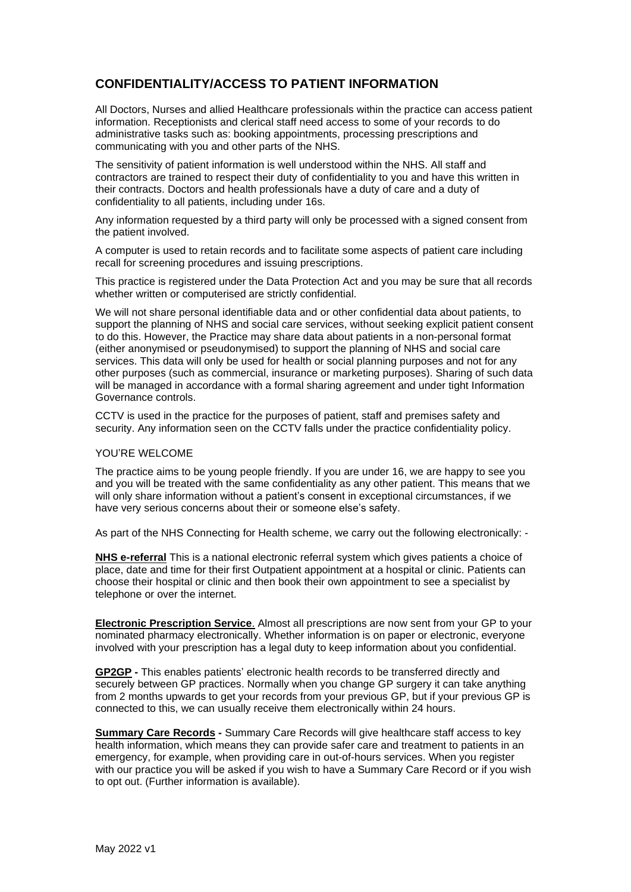## CONFIDENTIALITY/ACCESS TO PATIENT INFORMATION

All Doctors, Nurses and allied Healthcare professionals within the practice can access patient information. Receptionists and clerical staff need access to some of your records to do administrative tasks such as: booking appointments, processing prescriptions and communicating with you and other parts of the NHS.

The sensitivity of patient information is well understood within the NHS. All staff and contractors are trained to respect their duty of confidentiality to you and have this written in their contracts. Doctors and health professionals have a duty of care and a duty of confidentiality to all patients, including under 16s.

Any information requested by a third party will only be processed with a signed consent from the patient involved.

A computer is used to retain records and to facilitate some aspects of patient care including recall for screening procedures and issuing prescriptions.

This practice is registered under the Data Protection Act and you may be sure that all records whether written or computerised are strictly confidential.

We will not share personal identifiable data and or other confidential data about patients, to support the planning of NHS and social care services, without seeking explicit patient consent to do this. However, the Practice may share data about patients in a non-personal format (either anonymised or pseudonymised) to support the planning of NHS and social care services. This data will only be used for health or social planning purposes and not for any other purposes (such as commercial, insurance or marketing purposes). Sharing of such data will be managed in accordance with a formal sharing agreement and under tight Information Governance controls.

CCTV is used in the practice for the purposes of patient, staff and premises safety and security. Any information seen on the CCTV falls under the practice confidentiality policy.

YOU'RE WELCOME

The practice aims to be young people friendly. If you are under 16, we are happy to see you and you will be treated with the same confidentiality as any other patient. This means that we will only share information without a patient's consent in exceptional circumstances, if we have very serious concerns about their or someone else's safety.

As part of the NHS Connecting for Health scheme, we carry out the following electronically: -

**NHS e-referral** This is a national electronic referral system which gives patients a choice of place, date and time for their first Outpatient appointment at a hospital or clinic. Patients can choose their hospital or clinic and then book their own appointment to see a specialist by telephone or over the internet.

**Electronic Prescription Service**. Almost all prescriptions are now sent from your GP to your nominated pharmacy electronically. Whether information is on paper or electronic, everyone involved with your prescription has a legal duty to keep information about you confidential.

**GP2GP -** This enables patients' electronic health records to be transferred directly and securely between GP practices. Normally when you change GP surgery it can take anything from 2 months upwards to get your records from your previous GP, but if your previous GP is connected to this, we can usually receive them electronically within 24 hours.

**Summary Care Records -** Summary Care Records will give healthcare staff access to key health information, which means they can provide safer care and treatment to patients in an emergency, for example, when providing care in out-of-hours services. When you register with our practice you will be asked if you wish to have a Summary Care Record or if you wish to opt out. (Further information is available).

May 2022 v1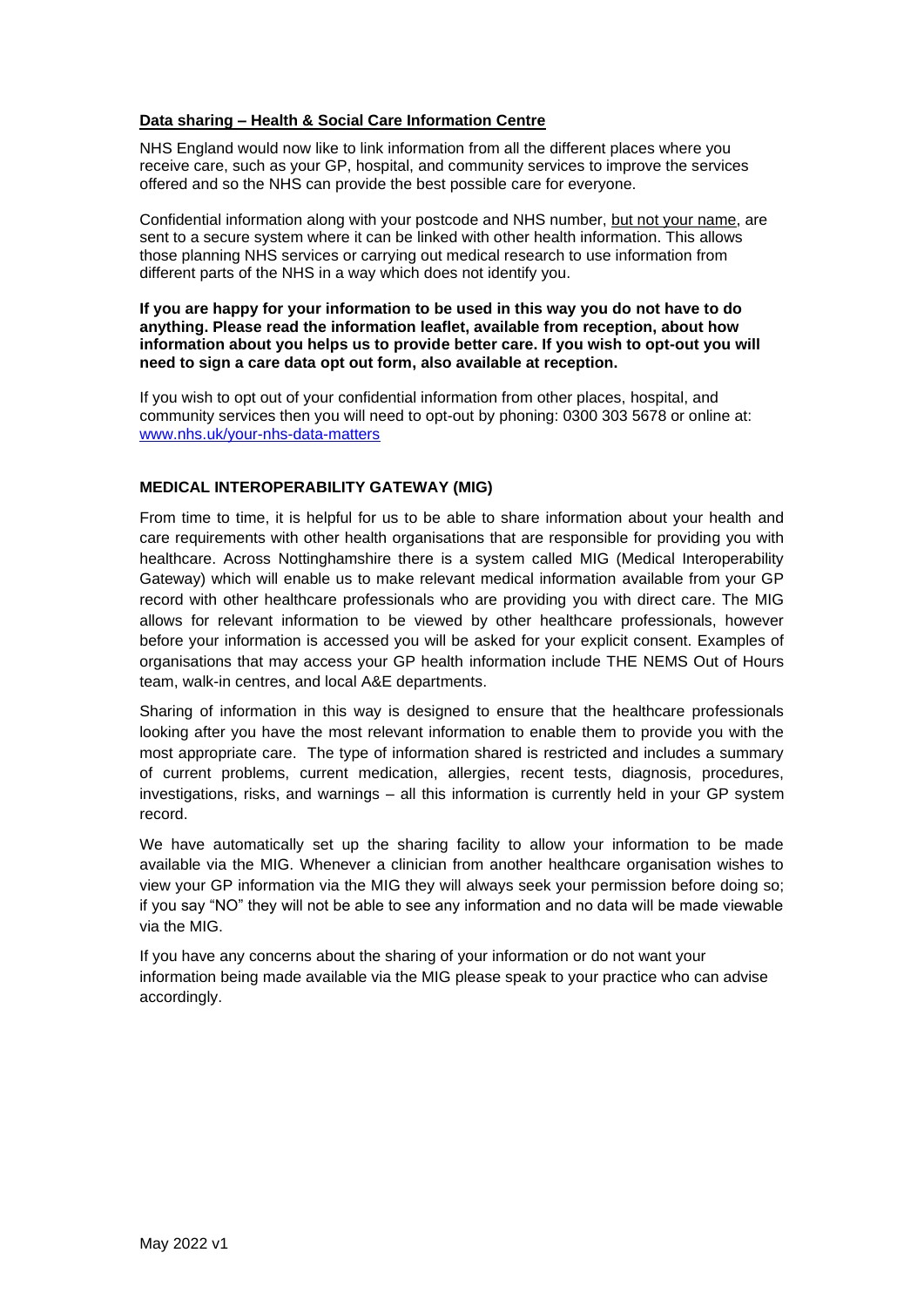## Data sharing – Health & Social Care Information Centre

NHS England would now like to link information from all the different places where you receive care, such as your GP, hospital, and community services to improve the services offered and so the NHS can provide the best possible care for everyone.

Confidential information along with your postcode and NHS number, but not your name, are sent to a secure system where it can be linked with other health information. This allows those planning NHS services or carrying out medical research to use information from different parts of the NHS in a way which does not identify you.

**If you are happy for your information to be used in this way you do not have to do anything. Please read the information leaflet, available from reception, about how information about you helps us to provide better care. If you wish to opt-out you will need to sign a care data opt out form, also available at reception.**

If you wish to opt out of your confidential information from other places, hospital, and community services then you will need to opt-out by phoning: 0300 303 5678 or online at: [www.nhs.uk/your-nhs-data-matters](www.nhs.uk/your-nhs-data-matters)

## MEDICAL INTEROPERABILITY GATEWAY (MIG)

From time to time, it is helpful for us to be able to share information about your health and care requirements with other health organisations that are responsible for providing you with healthcare. Across Nottinghamshire there is a system called MIG (Medical Interoperability Gateway) which will enable us to make relevant medical information available from your GP record with other healthcare professionals who are providing you with direct care. The MIG allows for relevant information to be viewed by other healthcare professionals, however before your information is accessed you will be asked for your explicit consent. Examples of organisations that may access your GP health information include THE NEMS Out of Hours team, walk-in centres, and local A&E departments.

Sharing of information in this way is designed to ensure that the healthcare professionals looking after you have the most relevant information to enable them to provide you with the most appropriate care. The type of information shared is restricted and includes a summary of current problems, current medication, allergies, recent tests, diagnosis, procedures, investigations, risks, and warnings – all this information is currently held in your GP system record.

We have automatically set up the sharing facility to allow your information to be made available via the MIG. Whenever a clinician from another healthcare organisation wishes to view your GP information via the MIG they will always seek your permission before doing so; if you say "NO" they will not be able to see any information and no data will be made viewable via the MIG.

If you have any concerns about the sharing of your information or do not want your information being made available via the MIG please speak to your practice who can advise accordingly.

May 2022 v1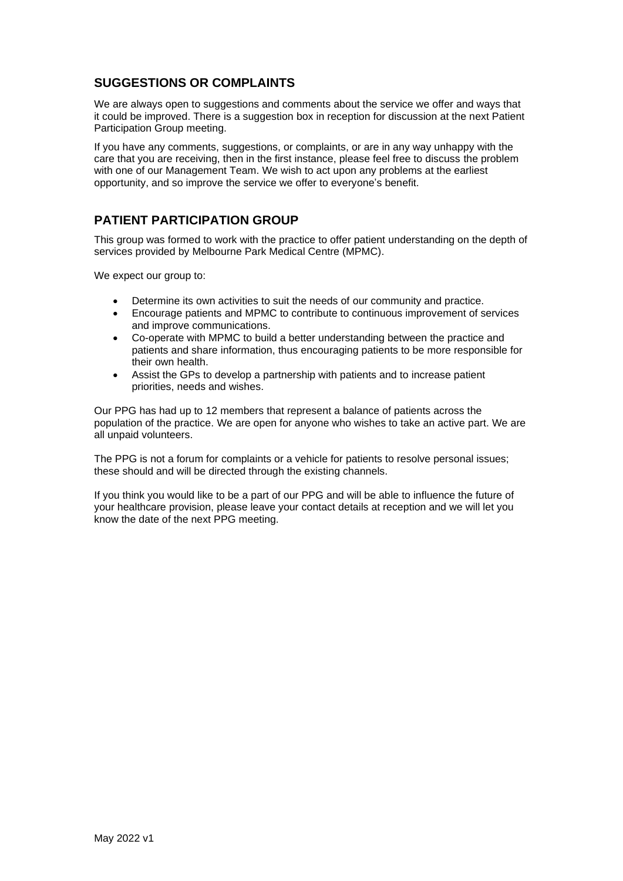## SUGGESTIONS OR COMPLAINTS

We are always open to suggestions and comments about the service we offer and ways that it could be improved. There is a suggestion box in reception for discussion at the next Patient Participation Group meeting.

If you have any comments, suggestions, or complaints, or are in any way unhappy with the care that you are receiving, then in the first instance, please feel free to discuss the problem with one of our Management Team. We wish to act upon any problems at the earliest opportunity, and so improve the service we offer to everyone's benefit.

## PATIENT PARTICIPATION GROUP

This group was formed to work with the practice to offer patient understanding on the depth of services provided by Melbourne Park Medical Centre (MPMC).

We expect our group to:

- Determine its own activities to suit the needs of our community and practice.
- Encourage patients and MPMC to contribute to continuous improvement of services and improve communications.
- Co-operate with MPMC to build a better understanding between the practice and patients and share information, thus encouraging patients to be more responsible for their own health.
- Assist the GPs to develop a partnership with patients and to increase patient priorities, needs and wishes.

Our PPG has had up to 12 members that represent a balance of patients across the population of the practice. We are open for anyone who wishes to take an active part. We are all unpaid volunteers.

The PPG is not a forum for complaints or a vehicle for patients to resolve personal issues; these should and will be directed through the existing channels.

If you think you would like to be a part of our PPG and will be able to influence the future of your healthcare provision, please leave your contact details at reception and we will let you know the date of the next PPG meeting.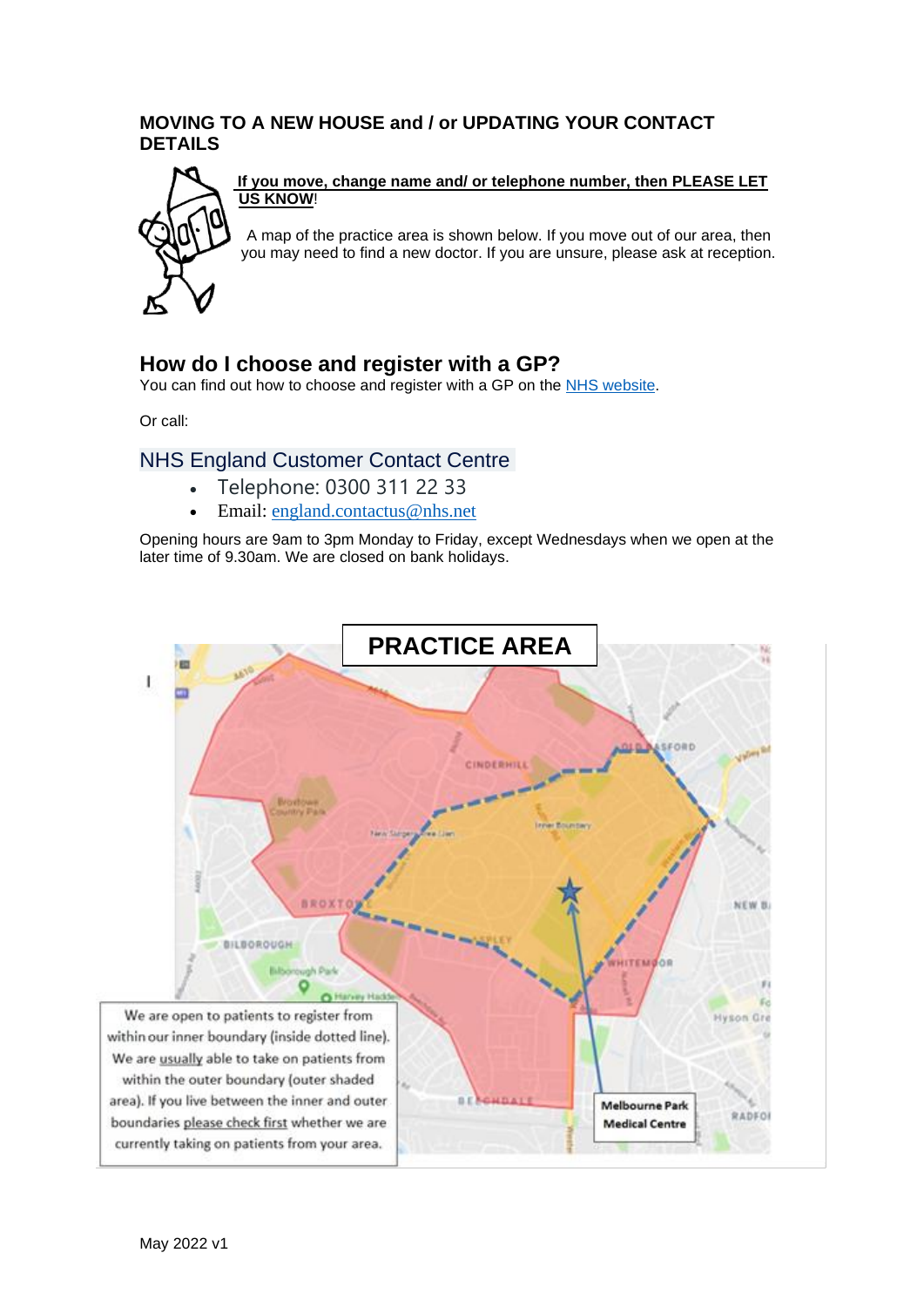### MOVING TO A NEW HOUSE and / or UPDATING YOUR CONTACT DETAILS

**If you move, change name and/ or telephone number, then PLEASE LET US KNOW!**

A map of the practice area is shown below. If you move out of our area, then you may need to find a new doctor. If you are unsure, please ask at reception.

## How do I choose and register with a GP?

You can find out how to choose and register with a GP on the NHS website.

Or call:

### NHS England Customer Contact Centre

- Telephone: 0300 311 22 33
- Email: england.contactus@nhs.net

Opening hours are 9am to 3pm Monday to Friday, except Wednesdays when we open at the later time of 9.30am. We are closed on bank holidays.

**PRACTICE AREA**

We are open to patients to register from within our inner boundary (inside dotted line). We are usually able to take on patients from within the outer boundary (outer shaded area). If you live between the inner and outer boundaries please check first whether we are currently taking on patients from your area.

Melbourne Park Medical Centre

May 2022 v1